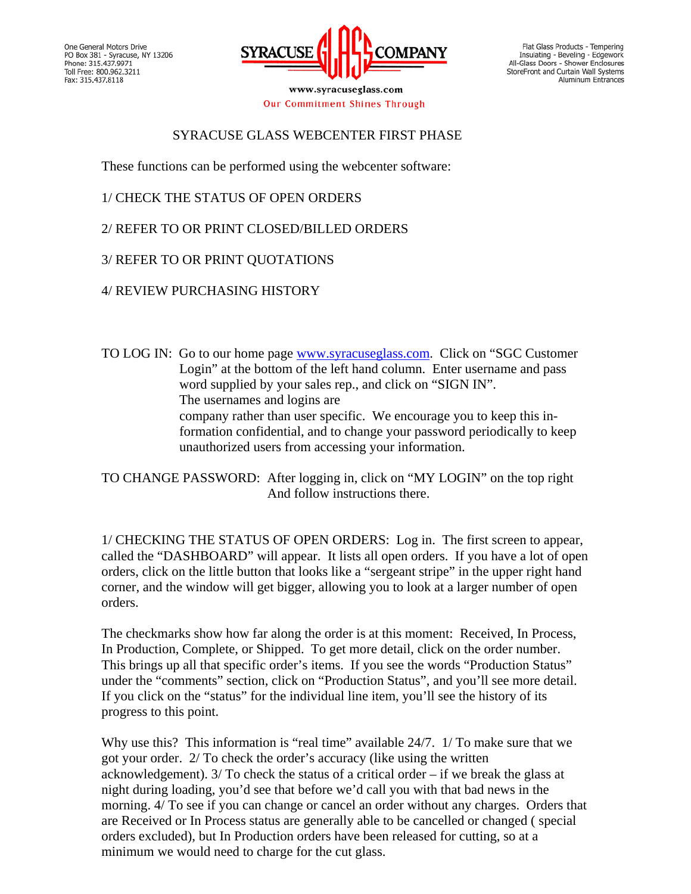One General Motors Drive
PO Box 381 - Syracuse, NY 13206
Phone: 315.437.9971
Toll Free: 800.962.3211
Fax: 315.437.8118

SYRACUSE GLASS COMPANY

www.syracuseglass.com

Our Commitment Shines Through

Flat Glass Products - Tempering
Insulating - Beveling - Edgework
All-Glass Doors - Shower Enclosures
StoreFront and Curtain Wall Systems
Aluminum Entrances

# SYRACUSE GLASS WEBCENTER FIRST PHASE

These functions can be performed using the webcenter software:

1/ CHECK THE STATUS OF OPEN ORDERS

2/ REFER TO OR PRINT CLOSED/BILLED ORDERS

3/ REFER TO OR PRINT QUOTATIONS

4/ REVIEW PURCHASING HISTORY

TO LOG IN: Go to our home page www.syracuseglass.com. Click on “SGC Customer Login” at the bottom of the left hand column. Enter username and pass word supplied by your sales rep., and click on “SIGN IN”. The usernames and logins are company rather than user specific. We encourage you to keep this information confidential, and to change your password periodically to keep unauthorized users from accessing your information.

TO CHANGE PASSWORD: After logging in, click on “MY LOGIN” on the top right And follow instructions there.

1/ CHECKING THE STATUS OF OPEN ORDERS: Log in. The first screen to appear, called the “DASHBOARD” will appear. It lists all open orders. If you have a lot of open orders, click on the little button that looks like a “sergeant stripe” in the upper right hand corner, and the window will get bigger, allowing you to look at a larger number of open orders.

The checkmarks show how far along the order is at this moment: Received, In Process, In Production, Complete, or Shipped. To get more detail, click on the order number. This brings up all that specific order’s items. If you see the words “Production Status” under the “comments” section, click on “Production Status”, and you’ll see more detail. If you click on the “status” for the individual line item, you’ll see the history of its progress to this point.

Why use this? This information is “real time” available 24/7. 1/ To make sure that we got your order. 2/ To check the order’s accuracy (like using the written acknowledgement). 3/ To check the status of a critical order – if we break the glass at night during loading, you’d see that before we’d call you with that bad news in the morning. 4/ To see if you can change or cancel an order without any charges. Orders that are Received or In Process status are generally able to be cancelled or changed ( special orders excluded), but In Production orders have been released for cutting, so at a minimum we would need to charge for the cut glass.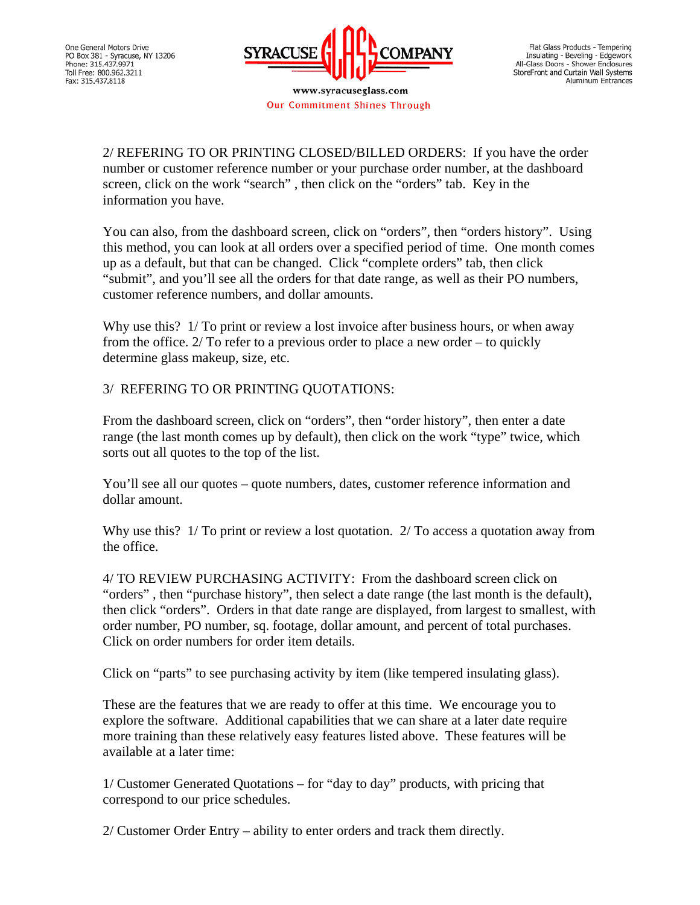2/ REFERING TO OR PRINTING CLOSED/BILLED ORDERS: If you have the order number or customer reference number or your purchase order number, at the dashboard screen, click on the work "search" , then click on the "orders" tab. Key in the information you have.

You can also, from the dashboard screen, click on "orders", then "orders history". Using this method, you can look at all orders over a specified period of time. One month comes up as a default, but that can be changed. Click "complete orders" tab, then click "submit", and you'll see all the orders for that date range, as well as their PO numbers, customer reference numbers, and dollar amounts.

Why use this? 1/ To print or review a lost invoice after business hours, or when away from the office. 2/ To refer to a previous order to place a new order – to quickly determine glass makeup, size, etc.

3/ REFERING TO OR PRINTING QUOTATIONS:

From the dashboard screen, click on "orders", then "order history", then enter a date range (the last month comes up by default), then click on the work "type" twice, which sorts out all quotes to the top of the list.

You'll see all our quotes – quote numbers, dates, customer reference information and dollar amount.

Why use this? 1/ To print or review a lost quotation. 2/ To access a quotation away from the office.

4/ TO REVIEW PURCHASING ACTIVITY: From the dashboard screen click on "orders" , then "purchase history", then select a date range (the last month is the default), then click "orders". Orders in that date range are displayed, from largest to smallest, with order number, PO number, sq. footage, dollar amount, and percent of total purchases. Click on order numbers for order item details.

Click on "parts" to see purchasing activity by item (like tempered insulating glass).

These are the features that we are ready to offer at this time. We encourage you to explore the software. Additional capabilities that we can share at a later date require more training than these relatively easy features listed above. These features will be available at a later time:

1/ Customer Generated Quotations – for "day to day" products, with pricing that correspond to our price schedules.

2/ Customer Order Entry – ability to enter orders and track them directly.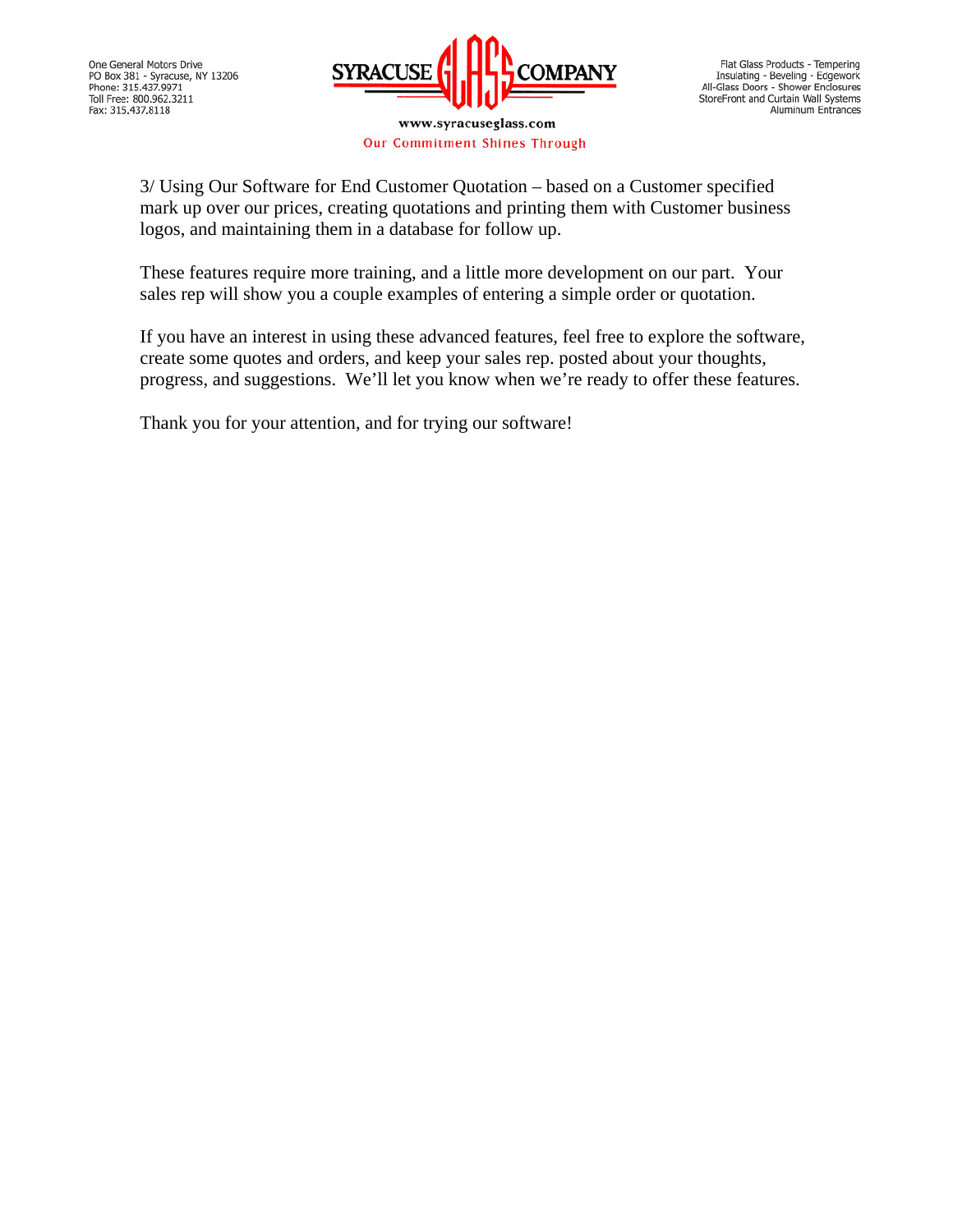3/ Using Our Software for End Customer Quotation – based on a Customer specified mark up over our prices, creating quotations and printing them with Customer business logos, and maintaining them in a database for follow up.

These features require more training, and a little more development on our part. Your sales rep will show you a couple examples of entering a simple order or quotation.

If you have an interest in using these advanced features, feel free to explore the software, create some quotes and orders, and keep your sales rep. posted about your thoughts, progress, and suggestions. We'll let you know when we're ready to offer these features.

Thank you for your attention, and for trying our software!